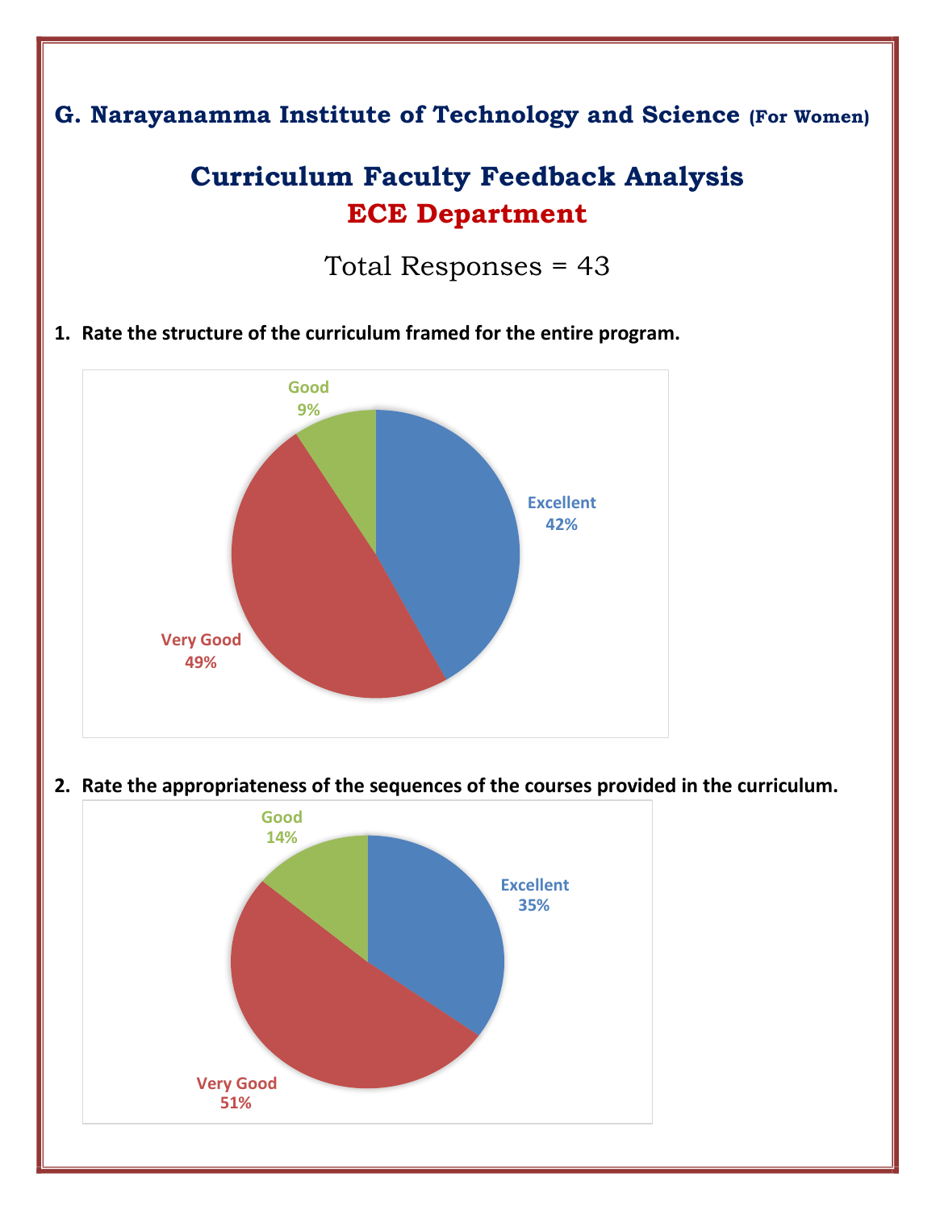## G. Narayanamma Institute of Technology and Science (For Women)

# Curriculum Faculty Feedback Analysis

## ECE Department

Total Responses = 43

1. **Rate the structure of the curriculum framed for the entire program.**

Good 9%

Excellent 42%

Very Good 49%

2. **Rate the appropriateness of the sequences of the courses provided in the curriculum.**

Good 14%

Excellent 35%

Very Good 51%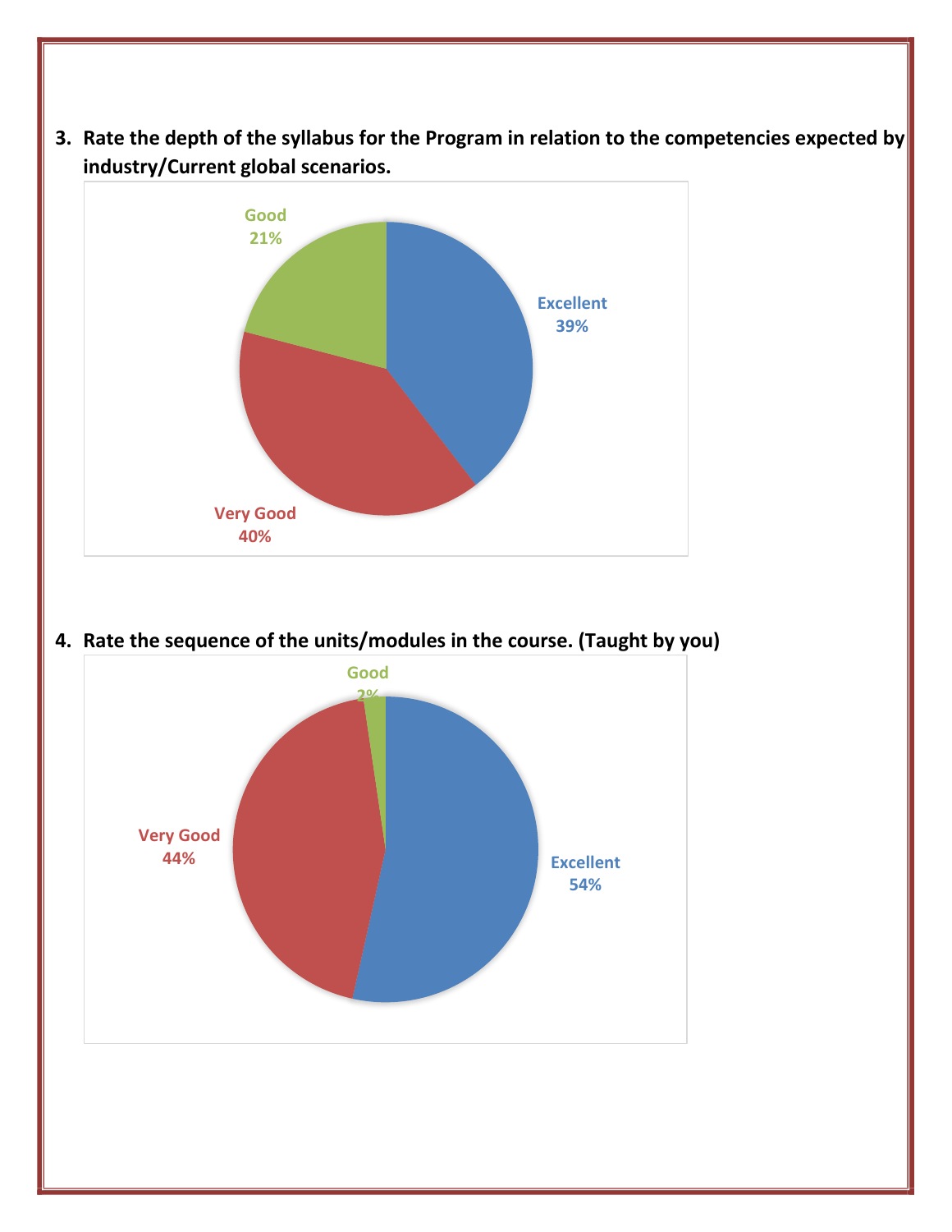3. **Rate the depth of the syllabus for the Program in relation to the competencies expected by industry/Current global scenarios.**

Good 21%

Excellent 39%

Very Good 40%

4. **Rate the sequence of the units/modules in the course. (Taught by you)**

Good 2%

Very Good 44%

Excellent 54%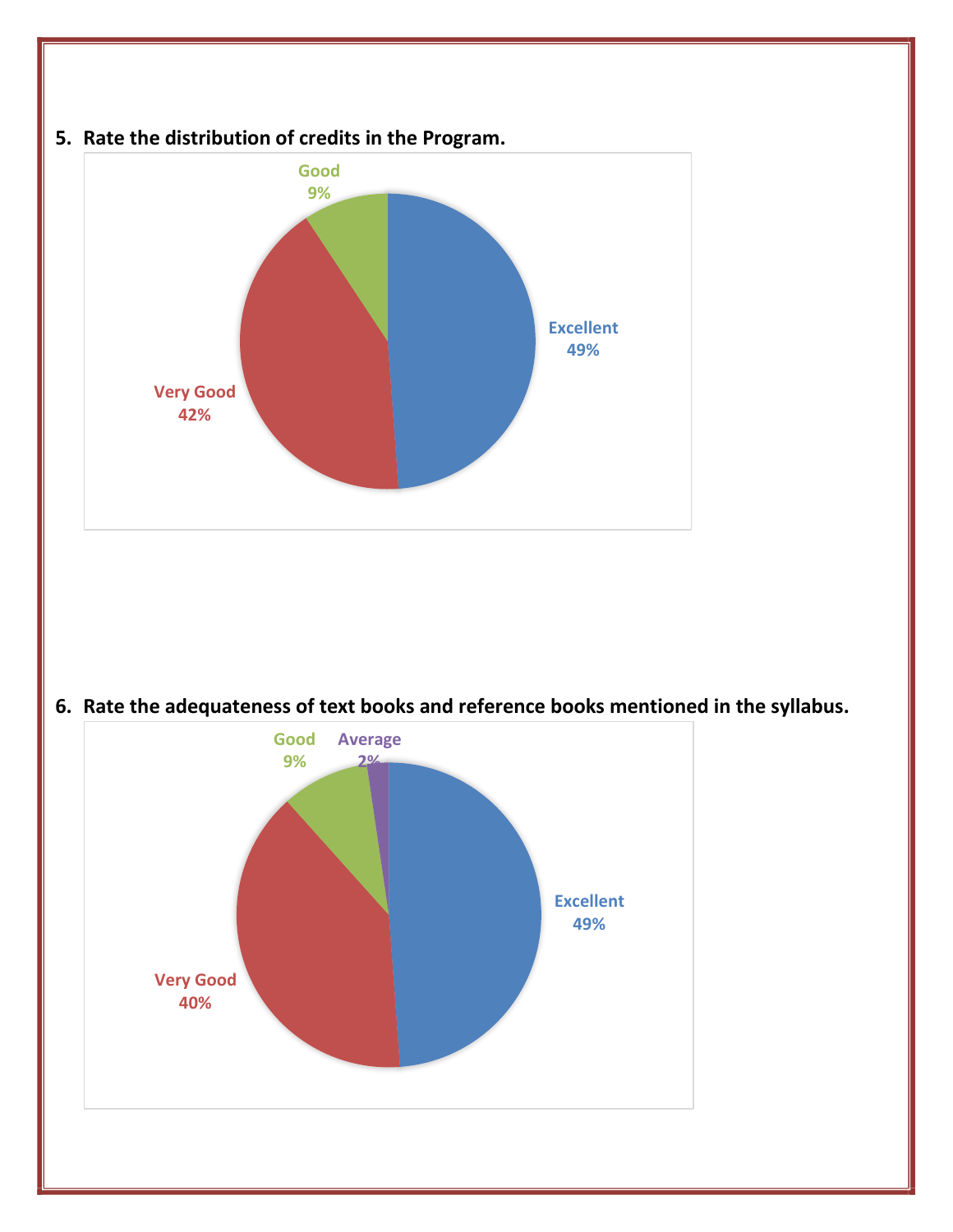5. **Rate the distribution of credits in the Program.**

Good 9%

Excellent 49%

Very Good 42%

6. **Rate the adequateness of text books and reference books mentioned in the syllabus.**

Good 9%

Average 2%

Excellent 49%

Very Good 40%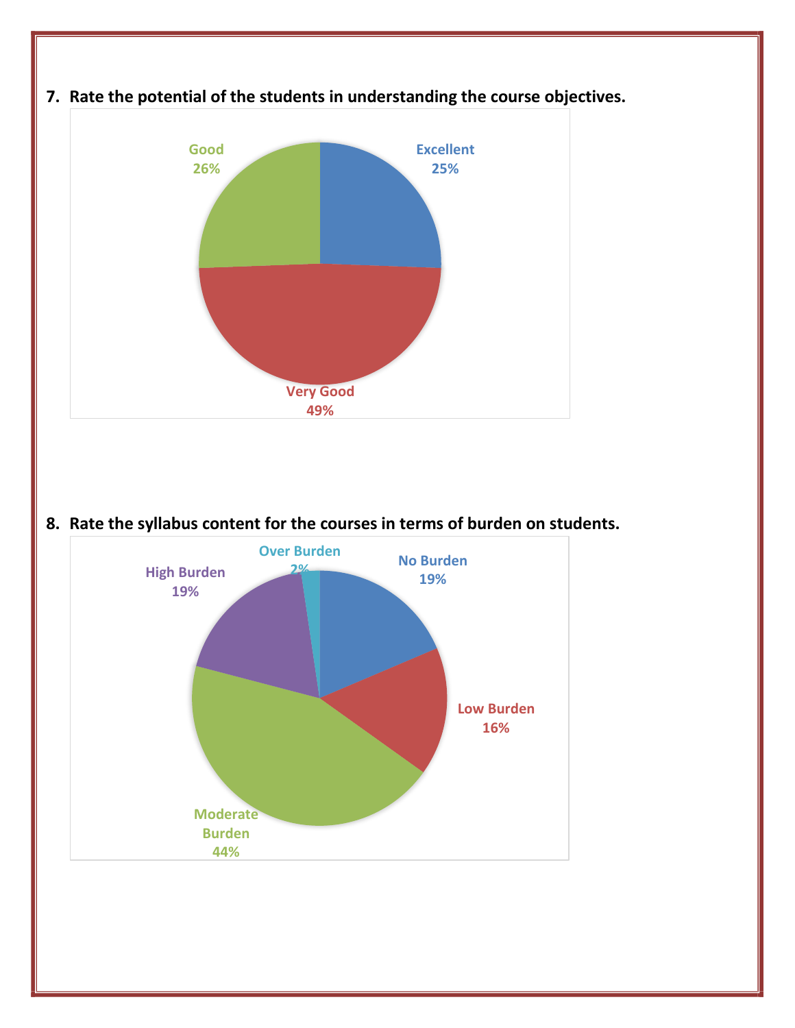7. **Rate the potential of the students in understanding the course objectives.**

Good
26%

Excellent
25%

Very Good
49%

8. **Rate the syllabus content for the courses in terms of burden on students.**

Over Burden
2%

High Burden
19%

No Burden
19%

Low Burden
16%

Moderate Burden
44%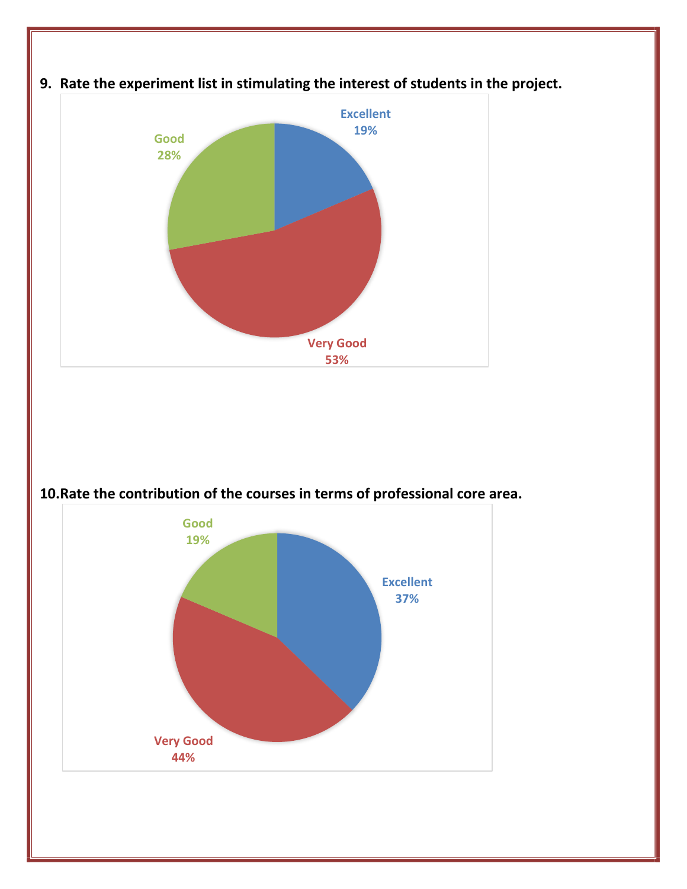9. **Rate the experiment list in stimulating the interest of students in the project.**

Excellent 19%

Good 28%

Very Good 53%

10. **Rate the contribution of the courses in terms of professional core area.**

Good 19%

Excellent 37%

Very Good 44%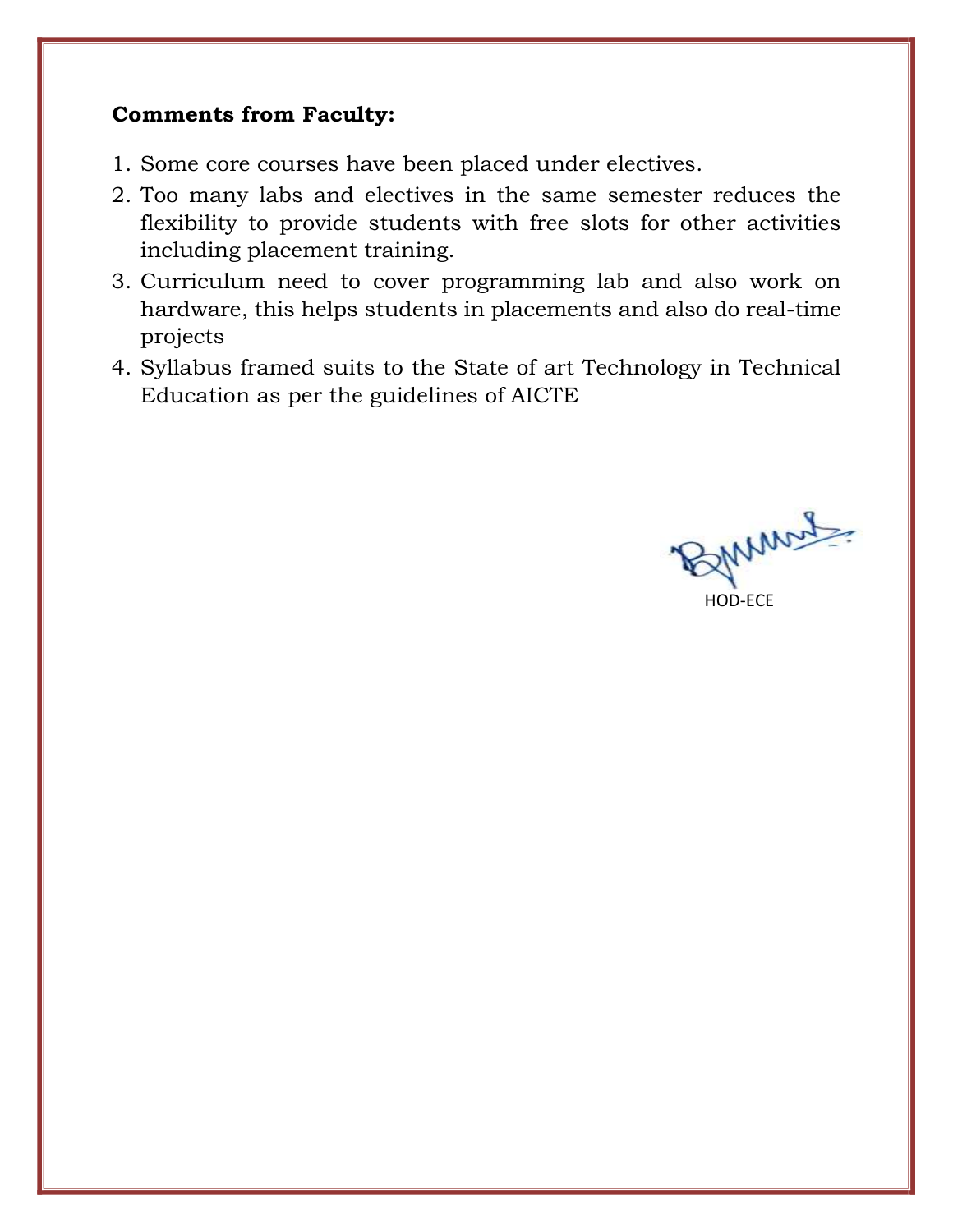**Comments from Faculty:**

1. Some core courses have been placed under electives.
2. Too many labs and electives in the same semester reduces the flexibility to provide students with free slots for other activities including placement training.
3. Curriculum need to cover programming lab and also work on hardware, this helps students in placements and also do real-time projects
4. Syllabus framed suits to the State of art Technology in Technical Education as per the guidelines of AICTE

HOD-ECE